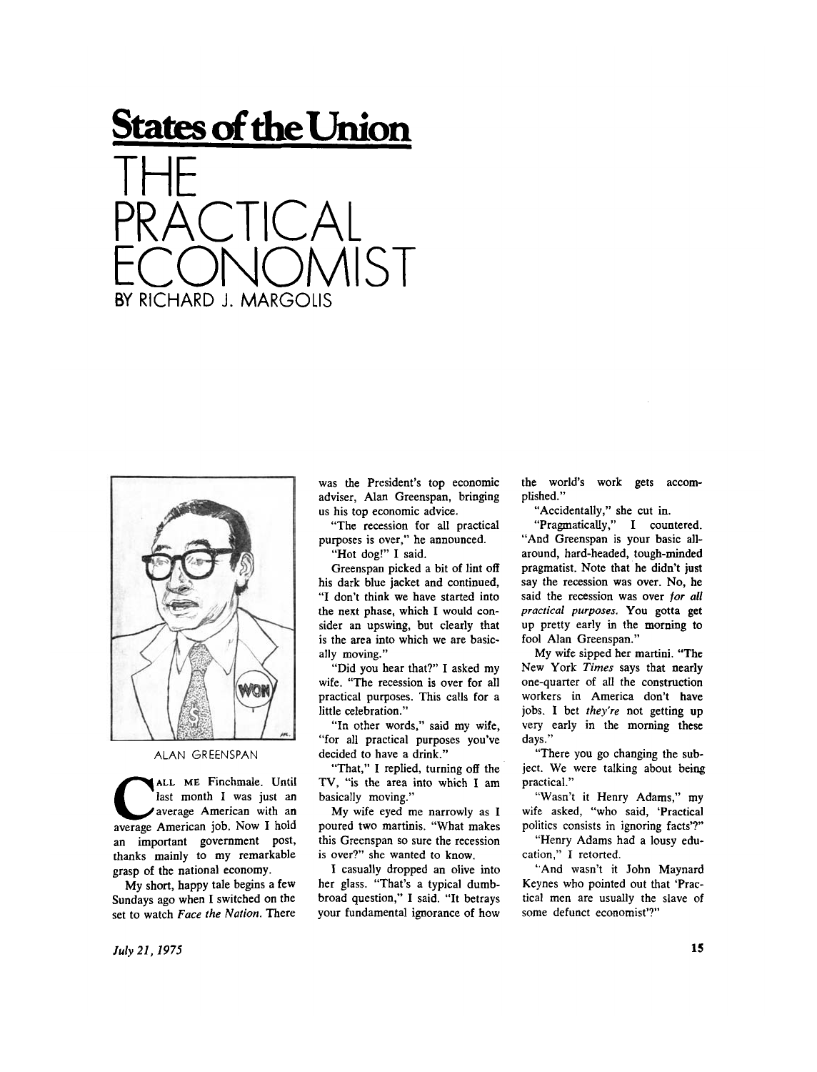## States of the Union

# THE PRACTICAL ECONOMIST

BY RICHARD J. MARGOLIS

ALAN GREENSPAN

CALL ME Finchmale. Until last month I was just an average American with an average American job. Now I hold an important government post, thanks mainly to my remarkable grasp of the national economy.

My short, happy tale begins a few Sundays ago when I switched on the set to watch *Face the Nation*. There was the President's top economic adviser, Alan Greenspan, bringing us his top economic advice.

"The recession for all practical purposes is over," he announced.

"Hot dog!" I said.

Greenspan picked a bit of lint off his dark blue jacket and continued, "I don't think we have started into the next phase, which I would consider an upswing, but clearly that is the area into which we are basically moving."

"Did you hear that?" I asked my wife. "The recession is over for all practical purposes. This calls for a little celebration."

"In other words," said my wife, "for all practical purposes you've decided to have a drink."

"That," I replied, turning off the TV, "is the area into which I am basically moving."

My wife eyed me narrowly as I poured two martinis. "What makes this Greenspan so sure the recession is over?" she wanted to know.

I casually dropped an olive into her glass. "That's a typical dumb-broad question," I said. "It betrays your fundamental ignorance of how the world's work gets accomplished."

"Accidentally," she cut in.

"Pragmatically," I countered. "And Greenspan is your basic all-around, hard-headed, tough-minded pragmatist. Note that he didn't just say the recession was over. No, he said the recession was over *for all practical purposes*. You gotta get up pretty early in the morning to fool Alan Greenspan."

My wife sipped her martini. "The New York *Times* says that nearly one-quarter of all the construction workers in America don't have jobs. I bet *they're* not getting up very early in the morning these days."

"There you go changing the subject. We were talking about being practical."

"Wasn't it Henry Adams," my wife asked, "who said, 'Practical politics consists in ignoring facts'?"

"Henry Adams had a lousy education," I retorted.

"And wasn't it John Maynard Keynes who pointed out that 'Practical men are usually the slave of some defunct economist'?"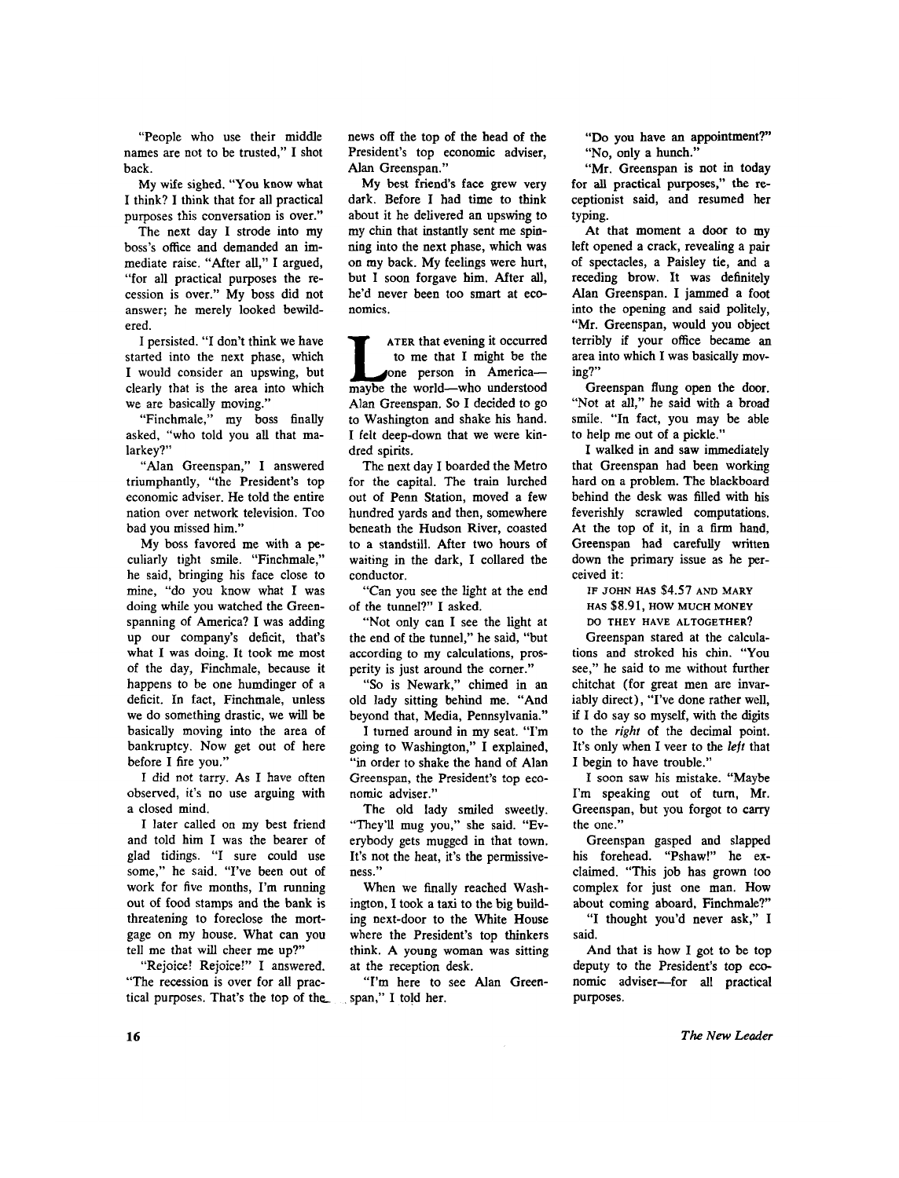"People who use their middle names are not to be trusted," I shot back.

My wife sighed. "You know what I think? I think that for all practical purposes this conversation is over."

The next day I strode into my boss's office and demanded an immediate raise. "After all," I argued, "for all practical purposes the recession is over." My boss did not answer; he merely looked bewildered.

I persisted. "I don't think we have started into the next phase, which I would consider an upswing, but clearly that is the area into which we are basically moving."

"Finchmale," my boss finally asked, "who told you all that malarkey?"

"Alan Greenspan," I answered triumphantly, "the President's top economic adviser. He told the entire nation over network television. Too bad you missed him."

My boss favored me with a peculiarly tight smile. "Finchmale," he said, bringing his face close to mine, "do you know what I was doing while you watched the Greenspanning of America? I was adding up our company's deficit, that's what I was doing. It took me most of the day, Finchmale, because it happens to be one humdinger of a deficit. In fact, Finchmale, unless we do something drastic, we will be basically moving into the area of bankruptcy. Now get out of here before I fire you."

I did not tarry. As I have often observed, it's no use arguing with a closed mind.

I later called on my best friend and told him I was the bearer of glad tidings. "I sure could use some," he said. "I've been out of work for five months, I'm running out of food stamps and the bank is threatening to foreclose the mortgage on my house. What can you tell me that will cheer me up?"

"Rejoice! Rejoice!" I answered. "The recession is over for all practical purposes. That's the top of the news off the top of the head of the President's top economic adviser, Alan Greenspan."

My best friend's face grew very dark. Before I had time to think about it he delivered an upswing to my chin that instantly sent me spinning into the next phase, which was on my back. My feelings were hurt, but I soon forgave him. After all, he'd never been too smart at economics.

Later that evening it occurred to me that I might be the one person in America—maybe the world—who understood Alan Greenspan. So I decided to go to Washington and shake his hand. I felt deep-down that we were kindred spirits.

The next day I boarded the Metro for the capital. The train lurched out of Penn Station, moved a few hundred yards and then, somewhere beneath the Hudson River, coasted to a standstill. After two hours of waiting in the dark, I collared the conductor.

"Can you see the light at the end of the tunnel?" I asked.

"Not only can I see the light at the end of the tunnel," he said, "but according to my calculations, prosperity is just around the corner."

"So is Newark," chimed in an old lady sitting behind me. "And beyond that, Media, Pennsylvania."

I turned around in my seat. "I'm going to Washington," I explained, "in order to shake the hand of Alan Greenspan, the President's top economic adviser."

The old lady smiled sweetly. "They'll mug you," she said. "Everybody gets mugged in that town. It's not the heat, it's the permissiveness."

When we finally reached Washington, I took a taxi to the big building next-door to the White House where the President's top thinkers think. A young woman was sitting at the reception desk.

"I'm here to see Alan Greenspan," I told her.

"Do you have an appointment?"

"No, only a hunch."

"Mr. Greenspan is not in today for all practical purposes," the receptionist said, and resumed her typing.

At that moment a door to my left opened a crack, revealing a pair of spectacles, a Paisley tie, and a receding brow. It was definitely Alan Greenspan. I jammed a foot into the opening and said politely, "Mr. Greenspan, would you object terribly if your office became an area into which I was basically moving?"

Greenspan flung open the door. "Not at all," he said with a broad smile. "In fact, you may be able to help me out of a pickle."

I walked in and saw immediately that Greenspan had been working hard on a problem. The blackboard behind the desk was filled with his feverishly scrawled computations. At the top of it, in a firm hand, Greenspan had carefully written down the primary issue as he perceived it:

IF JOHN HAS $4.57 AND MARY HAS $8.91, HOW MUCH MONEY DO THEY HAVE ALTOGETHER?

Greenspan stared at the calculations and stroked his chin. "You see," he said to me without further chitchat (for great men are invariably direct), "I've done rather well, if I do say so myself, with the digits to the *right* of the decimal point. It's only when I veer to the *left* that I begin to have trouble."

I soon saw his mistake. "Maybe I'm speaking out of turn, Mr. Greenspan, but you forgot to carry the one."

Greenspan gasped and slapped his forehead. "Pshaw!" he exclaimed. "This job has grown too complex for just one man. How about coming aboard, Finchmale?"

"I thought you'd never ask," I said.

And that is how I got to be top deputy to the President's top economic adviser—for all practical purposes.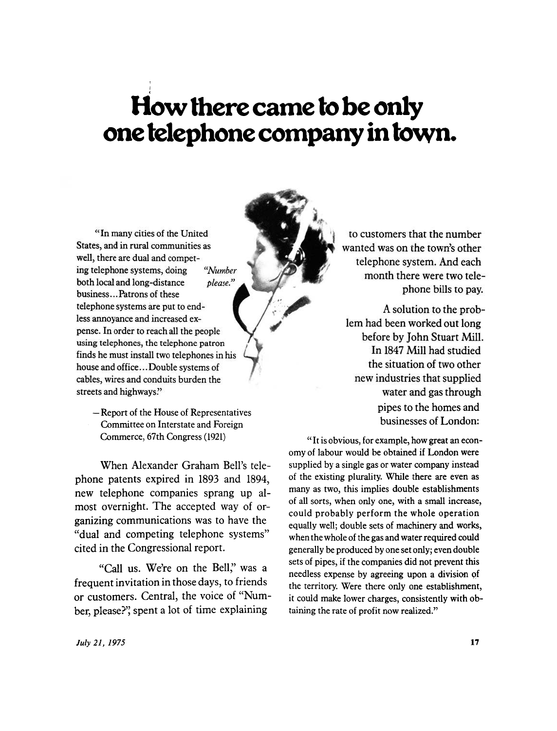# How there came to be only one telephone company in town.

"In many cities of the United States, and in rural communities as well, there are dual and competing telephone systems, doing both local and long-distance business... Patrons of these telephone systems are put to endless annoyance and increased expense. In order to reach all the people using telephones, the telephone patron finds he must install two telephones in his house and office... Double systems of cables, wires and conduits burden the streets and highways."

—Report of the House of Representatives Committee on Interstate and Foreign Commerce, 67th Congress (1921)

*"Number please."*

When Alexander Graham Bell's telephone patents expired in 1893 and 1894, new telephone companies sprang up almost overnight. The accepted way of organizing communications was to have the "dual and competing telephone systems" cited in the Congressional report.

"Call us. We're on the Bell," was a frequent invitation in those days, to friends or customers. Central, the voice of "Number, please?", spent a lot of time explaining to customers that the number wanted was on the town's other telephone system. And each month there were two telephone bills to pay.

A solution to the problem had been worked out long before by John Stuart Mill. In 1847 Mill had studied the situation of two other new industries that supplied water and gas through pipes to the homes and businesses of London:

"It is obvious, for example, how great an economy of labour would be obtained if London were supplied by a single gas or water company instead of the existing plurality. While there are even as many as two, this implies double establishments of all sorts, when only one, with a small increase, could probably perform the whole operation equally well; double sets of machinery and works, when the whole of the gas and water required could generally be produced by one set only; even double sets of pipes, if the companies did not prevent this needless expense by agreeing upon a division of the territory. Were there only one establishment, it could make lower charges, consistently with obtaining the rate of profit now realized."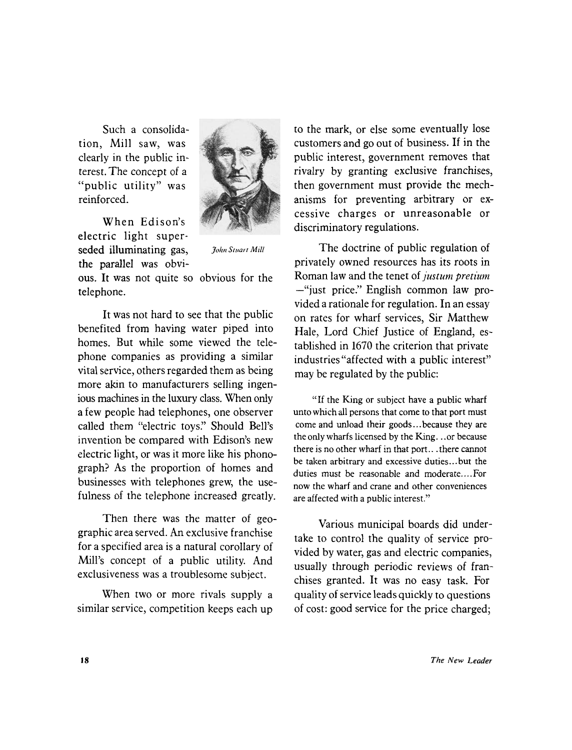Such a consolidation, Mill saw, was clearly in the public interest. The concept of a "public utility" was reinforced.

*John Stuart Mill*

When Edison's electric light superseded illuminating gas, the parallel was obvious. It was not quite so obvious for the telephone.

It was not hard to see that the public benefited from having water piped into homes. But while some viewed the telephone companies as providing a similar vital service, others regarded them as being more akin to manufacturers selling ingenious machines in the luxury class. When only a few people had telephones, one observer called them "electric toys." Should Bell's invention be compared with Edison's new electric light, or was it more like his phonograph? As the proportion of homes and businesses with telephones grew, the usefulness of the telephone increased greatly.

Then there was the matter of geographic area served. An exclusive franchise for a specified area is a natural corollary of Mill's concept of a public utility. And exclusiveness was a troublesome subject.

When two or more rivals supply a similar service, competition keeps each up to the mark, or else some eventually lose customers and go out of business. If in the public interest, government removes that rivalry by granting exclusive franchises, then government must provide the mechanisms for preventing arbitrary or excessive charges or unreasonable or discriminatory regulations.

The doctrine of public regulation of privately owned resources has its roots in Roman law and the tenet of *justum pretium* —"just price." English common law provided a rationale for regulation. In an essay on rates for wharf services, Sir Matthew Hale, Lord Chief Justice of England, established in 1670 the criterion that private industries "affected with a public interest" may be regulated by the public:

> "If the King or subject have a public wharf unto which all persons that come to that port must come and unload their goods...because they are the only wharfs licensed by the King. ..or because there is no other wharf in that port.. .there cannot be taken arbitrary and excessive duties...but the duties must be reasonable and moderate....For now the wharf and crane and other conveniences are affected with a public interest."

Various municipal boards did undertake to control the quality of service provided by water, gas and electric companies, usually through periodic reviews of franchises granted. It was no easy task. For quality of service leads quickly to questions of cost: good service for the price charged;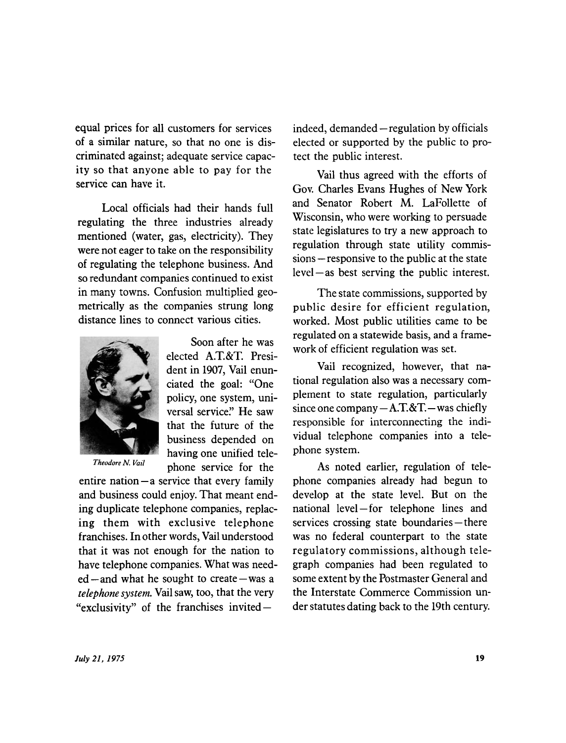equal prices for all customers for services of a similar nature, so that no one is discriminated against; adequate service capacity so that anyone able to pay for the service can have it.

Local officials had their hands full regulating the three industries already mentioned (water, gas, electricity). They were not eager to take on the responsibility of regulating the telephone business. And so redundant companies continued to exist in many towns. Confusion multiplied geometrically as the companies strung long distance lines to connect various cities.

*Theodore N. Vail*

Soon after he was elected A.T.&T. President in 1907, Vail enunciated the goal: "One policy, one system, universal service." He saw that the future of the business depended on having one unified telephone service for the entire nation—a service that every family and business could enjoy. That meant ending duplicate telephone companies, replacing them with exclusive telephone franchises. In other words, Vail understood that it was not enough for the nation to have telephone companies. What was needed—and what he sought to create—was a *telephone system.* Vail saw, too, that the very "exclusivity" of the franchises invited—indeed, demanded—regulation by officials elected or supported by the public to protect the public interest.

Vail thus agreed with the efforts of Gov. Charles Evans Hughes of New York and Senator Robert M. LaFollette of Wisconsin, who were working to persuade state legislatures to try a new approach to regulation through state utility commissions—responsive to the public at the state level—as best serving the public interest.

The state commissions, supported by public desire for efficient regulation, worked. Most public utilities came to be regulated on a statewide basis, and a framework of efficient regulation was set.

Vail recognized, however, that national regulation also was a necessary complement to state regulation, particularly since one company—A.T.&T.—was chiefly responsible for interconnecting the individual telephone companies into a telephone system.

As noted earlier, regulation of telephone companies already had begun to develop at the state level. But on the national level—for telephone lines and services crossing state boundaries—there was no federal counterpart to the state regulatory commissions, although telegraph companies had been regulated to some extent by the Postmaster General and the Interstate Commerce Commission under statutes dating back to the 19th century.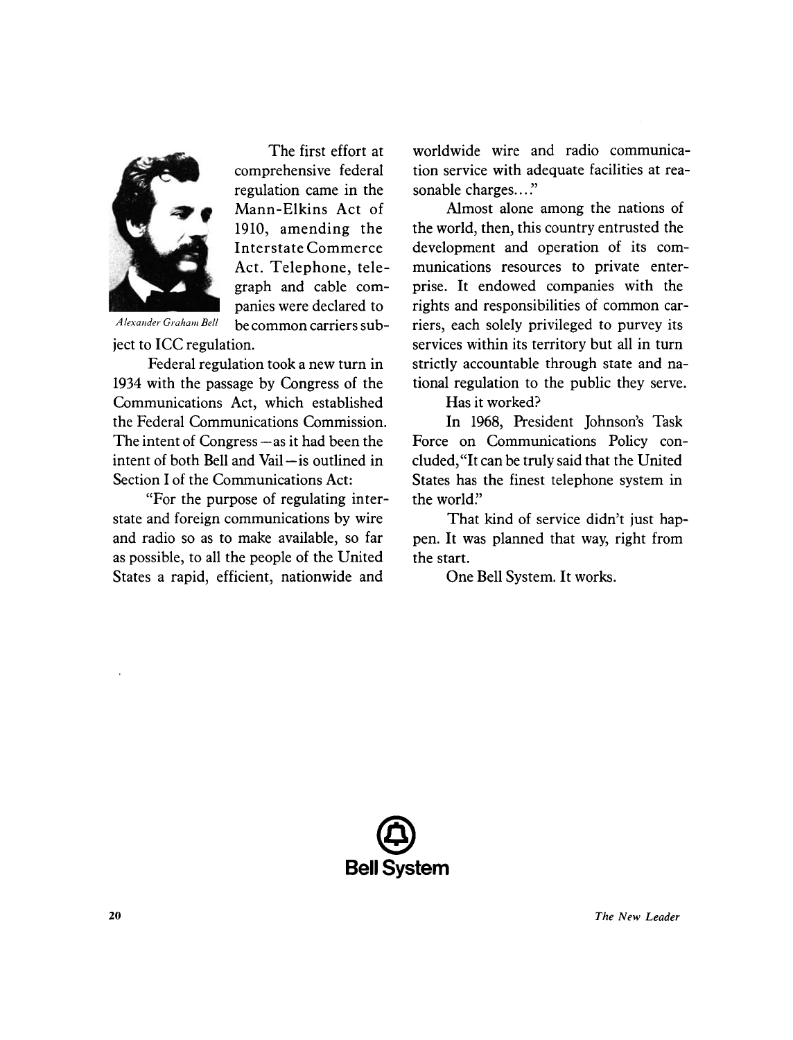*Alexander Graham Bell*

The first effort at comprehensive federal regulation came in the Mann-Elkins Act of 1910, amending the Interstate Commerce Act. Telephone, telegraph and cable companies were declared to be common carriers subject to ICC regulation.

Federal regulation took a new turn in 1934 with the passage by Congress of the Communications Act, which established the Federal Communications Commission. The intent of Congress—as it had been the intent of both Bell and Vail—is outlined in Section I of the Communications Act:

"For the purpose of regulating interstate and foreign communications by wire and radio so as to make available, so far as possible, to all the people of the United States a rapid, efficient, nationwide and worldwide wire and radio communication service with adequate facilities at reasonable charges...."

Almost alone among the nations of the world, then, this country entrusted the development and operation of its communications resources to private enterprise. It endowed companies with the rights and responsibilities of common carriers, each solely privileged to purvey its services within its territory but all in turn strictly accountable through state and national regulation to the public they serve.

Has it worked?

In 1968, President Johnson's Task Force on Communications Policy concluded, "It can be truly said that the United States has the finest telephone system in the world."

That kind of service didn't just happen. It was planned that way, right from the start.

One Bell System. It works.

**Bell System**